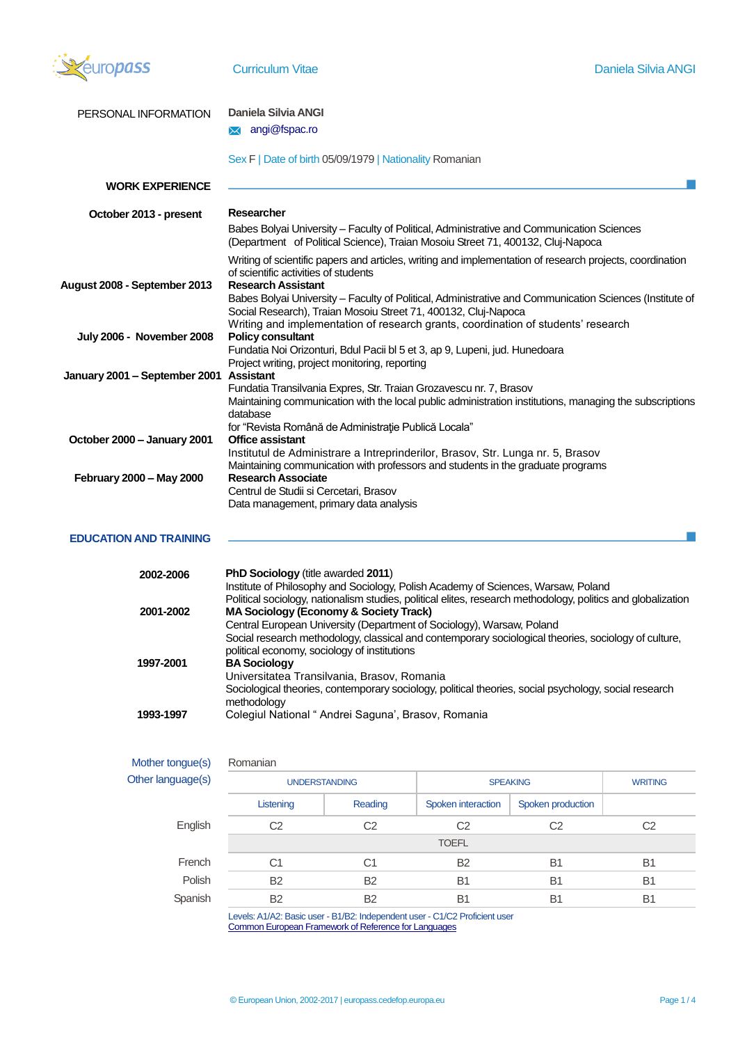# Curriculum Vitae

## PERSONAL INFORMATION

**Daniela Silvia ANGI**

angi@fspac.ro

Sex F | Date of birth 05/09/1979 | Nationality Romanian

## WORK EXPERIENCE

**October 2013 - present**

**Researcher**

Babes Bolyai University – Faculty of Political, Administrative and Communication Sciences (Department of Political Science), Traian Mosoiu Street 71, 400132, Cluj-Napoca

Writing of scientific papers and articles, writing and implementation of research projects, coordination of scientific activities of students

**August 2008 - September 2013**

**Research Assistant**

Babes Bolyai University – Faculty of Political, Administrative and Communication Sciences (Institute of Social Research), Traian Mosoiu Street 71, 400132, Cluj-Napoca

Writing and implementation of research grants, coordination of students' research

**July 2006 - November 2008**

**Policy consultant**

Fundatia Noi Orizonturi, Bdul Pacii bl 5 et 3, ap 9, Lupeni, jud. Hunedoara

Project writing, project monitoring, reporting

**January 2001 – September 2001**

**Assistant**

Fundatia Transilvania Expres, Str. Traian Grozavescu nr. 7, Brasov

Maintaining communication with the local public administration institutions, managing the subscriptions database

for "Revista Română de Administraţie Publică Locală"

**October 2000 – January 2001**

**Office assistant**

Institutul de Administrare a Intreprinderilor, Brasov, Str. Lunga nr. 5, Brasov

Maintaining communication with professors and students in the graduate programs

**February 2000 – May 2000**

**Research Associate**

Centrul de Studii si Cercetari, Brasov

Data management, primary data analysis

## EDUCATION AND TRAINING

**2002-2006**

**PhD Sociology** (title awarded **2011**)

Institute of Philosophy and Sociology, Polish Academy of Sciences, Warsaw, Poland

Political sociology, nationalism studies, political elites, research methodology, politics and globalization

**2001-2002**

**MA Sociology (Economy & Society Track)**

Central European University (Department of Sociology), Warsaw, Poland

Social research methodology, classical and contemporary sociological theories, sociology of culture, political economy, sociology of institutions

**1997-2001**

**BA Sociology**

Universitatea Transilvania, Brasov, Romania

Sociological theories, contemporary sociology, political theories, social psychology, social research methodology

**1993-1997**

Colegiul National " Andrei Saguna', Brasov, Romania

Mother tongue(s): Romanian

Other language(s):

| | UNDERSTANDING | | SPEAKING | | WRITING |
|---|---|---|---|---|---|
| | Listening | Reading | Spoken interaction | Spoken production | |
| English | C2 | C2 | C2 | C2 | C2 |
| | TOEFL | | | | |
| French | C1 | C1 | B2 | B1 | B1 |
| Polish | B2 | B2 | B1 | B1 | B1 |
| Spanish | B2 | B2 | B1 | B1 | B1 |

Levels: A1/A2: Basic user - B1/B2: Independent user - C1/C2 Proficient user
Common European Framework of Reference for Languages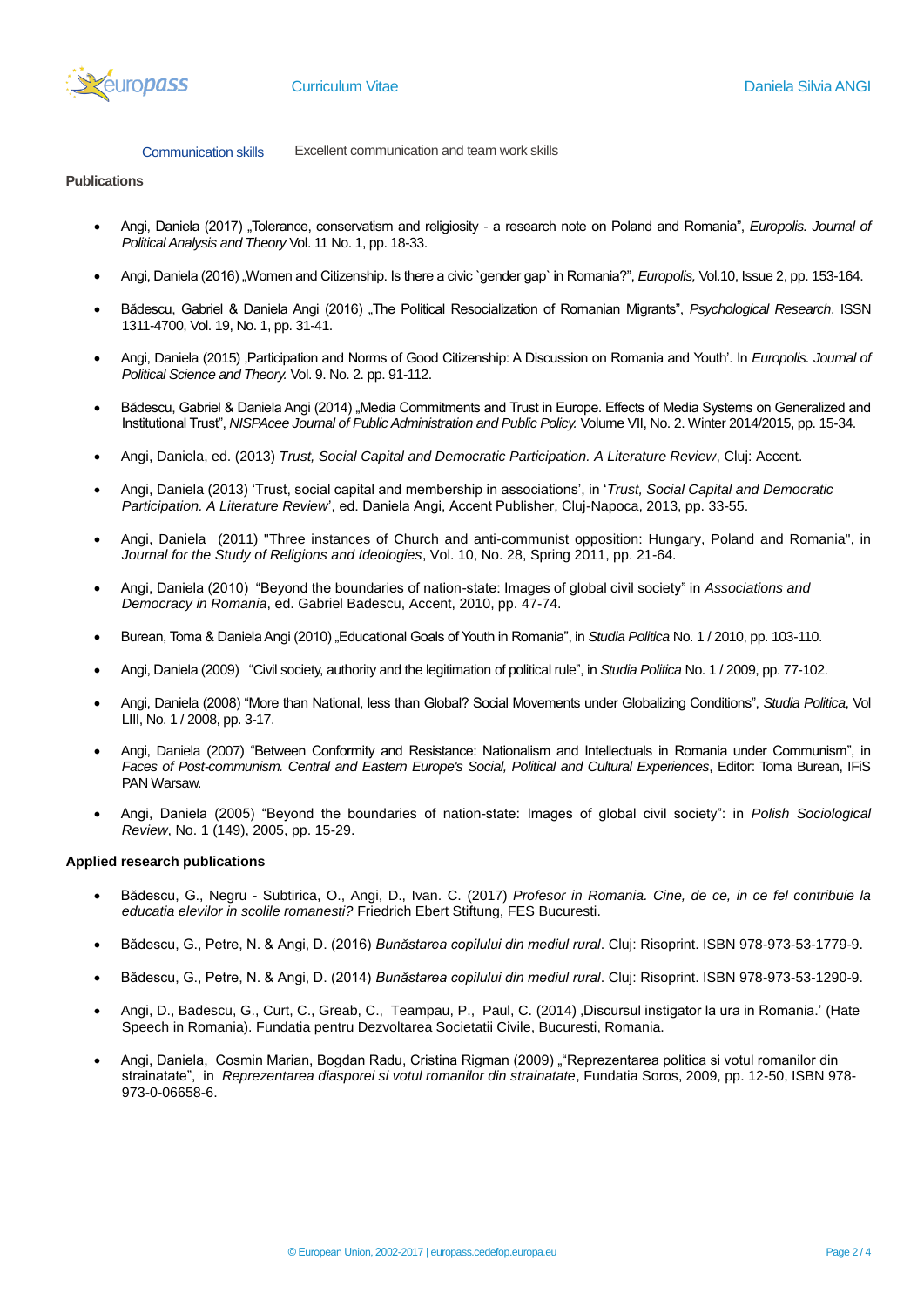Communication skills | Excellent communication and team work skills

**Publications**

- Angi, Daniela (2017) „Tolerance, conservatism and religiosity - a research note on Poland and Romania", *Europolis. Journal of Political Analysis and Theory* Vol. 11 No. 1, pp. 18-33.

- Angi, Daniela (2016) „Women and Citizenship. Is there a civic `gender gap` in Romania?", *Europolis,* Vol.10, Issue 2, pp. 153-164.

- Bădescu, Gabriel & Daniela Angi (2016) „The Political Resocialization of Romanian Migrants", *Psychological Research*, ISSN 1311-4700, Vol. 19, No. 1, pp. 31-41.

- Angi, Daniela (2015) ,Participation and Norms of Good Citizenship: A Discussion on Romania and Youth'. In *Europolis. Journal of Political Science and Theory.* Vol. 9. No. 2. pp. 91-112.

- Bădescu, Gabriel & Daniela Angi (2014) „Media Commitments and Trust in Europe. Effects of Media Systems on Generalized and Institutional Trust", *NISPAcee Journal of Public Administration and Public Policy.* Volume VII, No. 2. Winter 2014/2015, pp. 15-34.

- Angi, Daniela, ed. (2013) *Trust, Social Capital and Democratic Participation. A Literature Review*, Cluj: Accent.

- Angi, Daniela (2013) 'Trust, social capital and membership in associations', in '*Trust, Social Capital and Democratic Participation. A Literature Review*', ed. Daniela Angi, Accent Publisher, Cluj-Napoca, 2013, pp. 33-55.

- Angi, Daniela (2011) "Three instances of Church and anti-communist opposition: Hungary, Poland and Romania", in *Journal for the Study of Religions and Ideologies*, Vol. 10, No. 28, Spring 2011, pp. 21-64.

- Angi, Daniela (2010) "Beyond the boundaries of nation-state: Images of global civil society" in *Associations and Democracy in Romania*, ed. Gabriel Badescu, Accent, 2010, pp. 47-74.

- Burean, Toma & Daniela Angi (2010) „Educational Goals of Youth in Romania", in *Studia Politica* No. 1 / 2010, pp. 103-110.

- Angi, Daniela (2009) "Civil society, authority and the legitimation of political rule", in *Studia Politica* No. 1 / 2009, pp. 77-102.

- Angi, Daniela (2008) "More than National, less than Global? Social Movements under Globalizing Conditions", *Studia Politica*, Vol LIII, No. 1 / 2008, pp. 3-17.

- Angi, Daniela (2007) "Between Conformity and Resistance: Nationalism and Intellectuals in Romania under Communism", in *Faces of Post-communism. Central and Eastern Europe's Social, Political and Cultural Experiences*, Editor: Toma Burean, IFiS PAN Warsaw.

- Angi, Daniela (2005) "Beyond the boundaries of nation-state: Images of global civil society": in *Polish Sociological Review*, No. 1 (149), 2005, pp. 15-29.

**Applied research publications**

- Bădescu, G., Negru - Subtirica, O., Angi, D., Ivan. C. (2017) *Profesor in Romania. Cine, de ce, in ce fel contribuie la educatia elevilor in scolile romanesti?* Friedrich Ebert Stiftung, FES Bucuresti.

- Bădescu, G., Petre, N. & Angi, D. (2016) *Bunăstarea copilului din mediul rural*. Cluj: Risoprint. ISBN 978-973-53-1779-9.

- Bădescu, G., Petre, N. & Angi, D. (2014) *Bunăstarea copilului din mediul rural*. Cluj: Risoprint. ISBN 978-973-53-1290-9.

- Angi, D., Badescu, G., Curt, C., Greab, C., Teampau, P., Paul, C. (2014) ,Discursul instigator la ura in Romania.' (Hate Speech in Romania). Fundatia pentru Dezvoltarea Societatii Civile, Bucuresti, Romania.

- Angi, Daniela, Cosmin Marian, Bogdan Radu, Cristina Rigman (2009) „"Reprezentarea politica si votul romanilor din strainatate", in *Reprezentarea diasporei si votul romanilor din strainatate*, Fundatia Soros, 2009, pp. 12-50, ISBN 978-973-0-06658-6.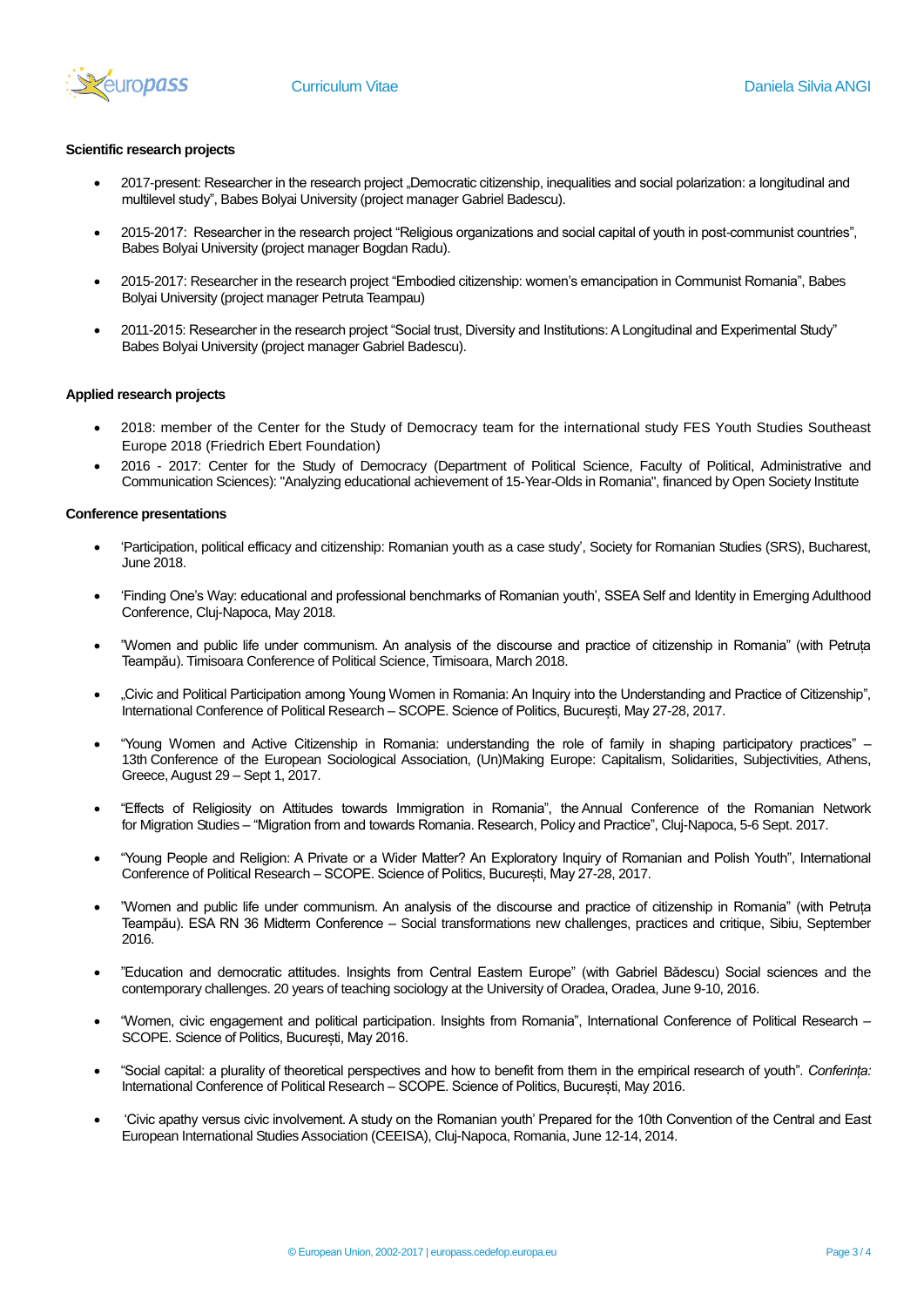**Scientific research projects**

- 2017-present: Researcher in the research project „Democratic citizenship, inequalities and social polarization: a longitudinal and multilevel study", Babes Bolyai University (project manager Gabriel Badescu).
- 2015-2017: Researcher in the research project "Religious organizations and social capital of youth in post-communist countries", Babes Bolyai University (project manager Bogdan Radu).
- 2015-2017: Researcher in the research project "Embodied citizenship: women's emancipation in Communist Romania", Babes Bolyai University (project manager Petruta Teampau)
- 2011-2015: Researcher in the research project "Social trust, Diversity and Institutions: A Longitudinal and Experimental Study" Babes Bolyai University (project manager Gabriel Badescu).

**Applied research projects**

- 2018: member of the Center for the Study of Democracy team for the international study FES Youth Studies Southeast Europe 2018 (Friedrich Ebert Foundation)
- 2016 - 2017: Center for the Study of Democracy (Department of Political Science, Faculty of Political, Administrative and Communication Sciences): "Analyzing educational achievement of 15-Year-Olds in Romania", financed by Open Society Institute

**Conference presentations**

- 'Participation, political efficacy and citizenship: Romanian youth as a case study', Society for Romanian Studies (SRS), Bucharest, June 2018.
- 'Finding One's Way: educational and professional benchmarks of Romanian youth', SSEA Self and Identity in Emerging Adulthood Conference, Cluj-Napoca, May 2018.
- "Women and public life under communism. An analysis of the discourse and practice of citizenship in Romania" (with Petruța Teampău). Timisoara Conference of Political Science, Timisoara, March 2018.
- „Civic and Political Participation among Young Women in Romania: An Inquiry into the Understanding and Practice of Citizenship", International Conference of Political Research – SCOPE. Science of Politics, București, May 27-28, 2017.
- "Young Women and Active Citizenship in Romania: understanding the role of family in shaping participatory practices" – 13th Conference of the European Sociological Association, (Un)Making Europe: Capitalism, Solidarities, Subjectivities, Athens, Greece, August 29 – Sept 1, 2017.
- "Effects of Religiosity on Attitudes towards Immigration in Romania", the Annual Conference of the Romanian Network for Migration Studies – "Migration from and towards Romania. Research, Policy and Practice", Cluj-Napoca, 5-6 Sept. 2017.
- "Young People and Religion: A Private or a Wider Matter? An Exploratory Inquiry of Romanian and Polish Youth", International Conference of Political Research – SCOPE. Science of Politics, București, May 27-28, 2017.
- "Women and public life under communism. An analysis of the discourse and practice of citizenship in Romania" (with Petruța Teampău). ESA RN 36 Midterm Conference – Social transformations new challenges, practices and critique, Sibiu, September 2016.
- "Education and democratic attitudes. Insights from Central Eastern Europe" (with Gabriel Bădescu) Social sciences and the contemporary challenges. 20 years of teaching sociology at the University of Oradea, Oradea, June 9-10, 2016.
- "Women, civic engagement and political participation. Insights from Romania", International Conference of Political Research – SCOPE. Science of Politics, București, May 2016.
- "Social capital: a plurality of theoretical perspectives and how to benefit from them in the empirical research of youth". *Conferința:* International Conference of Political Research – SCOPE. Science of Politics, București, May 2016.
- 'Civic apathy versus civic involvement. A study on the Romanian youth' Prepared for the 10th Convention of the Central and East European International Studies Association (CEEISA), Cluj-Napoca, Romania, June 12-14, 2014.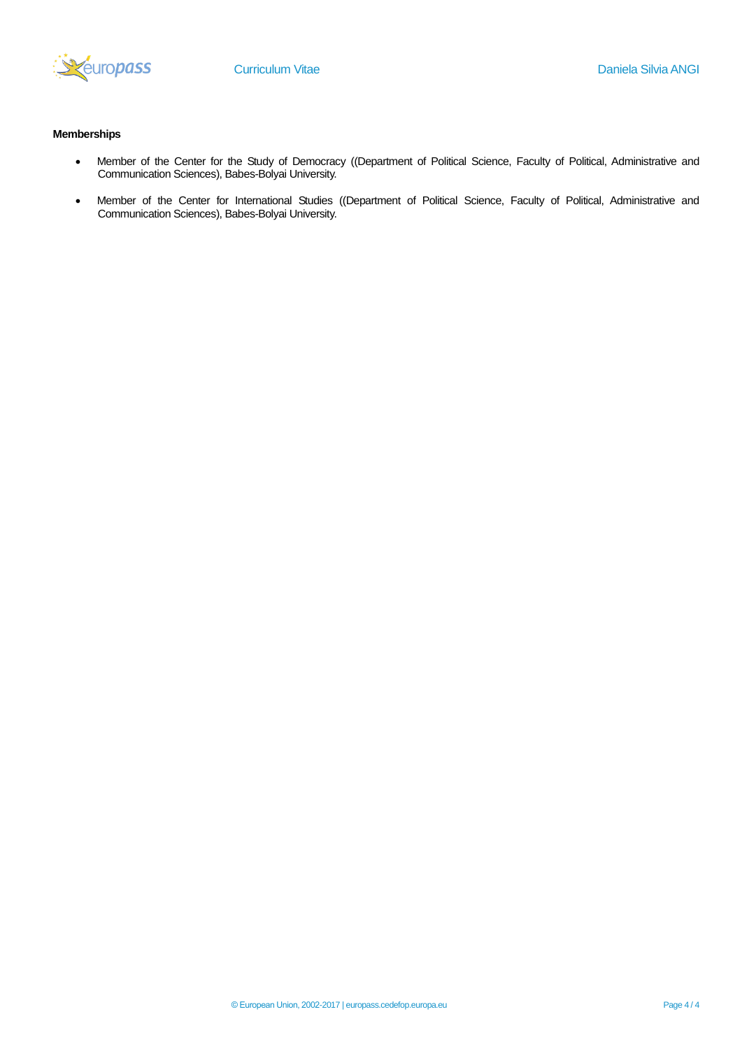**Memberships**

- Member of the Center for the Study of Democracy ((Department of Political Science, Faculty of Political, Administrative and Communication Sciences), Babes-Bolyai University.
- Member of the Center for International Studies ((Department of Political Science, Faculty of Political, Administrative and Communication Sciences), Babes-Bolyai University.